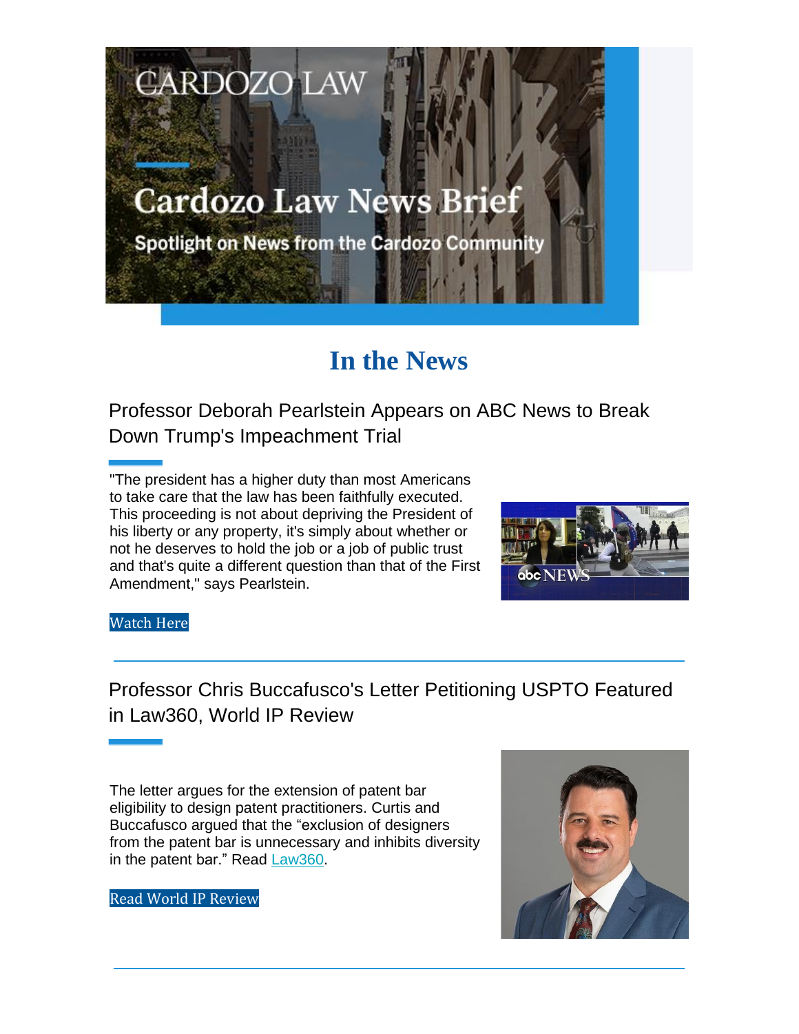# Cardozo Law News Brief

Spotlight on News from the Cardozo Community

## In the News

### Professor Deborah Pearlstein Appears on ABC News to Break Down Trump's Impeachment Trial

"The president has a higher duty than most Americans to take care that the law has been faithfully executed. This proceeding is not about depriving the President of his liberty or any property, it's simply about whether or not he deserves to hold the job or a job of public trust and that's quite a different question than that of the First Amendment," says Pearlstein.

Watch Here

---

### Professor Chris Buccafusco's Letter Petitioning USPTO Featured in Law360, World IP Review

The letter argues for the extension of patent bar eligibility to design patent practitioners. Curtis and Buccafusco argued that the "exclusion of designers from the patent bar is unnecessary and inhibits diversity in the patent bar." Read Law360.

Read World IP Review

---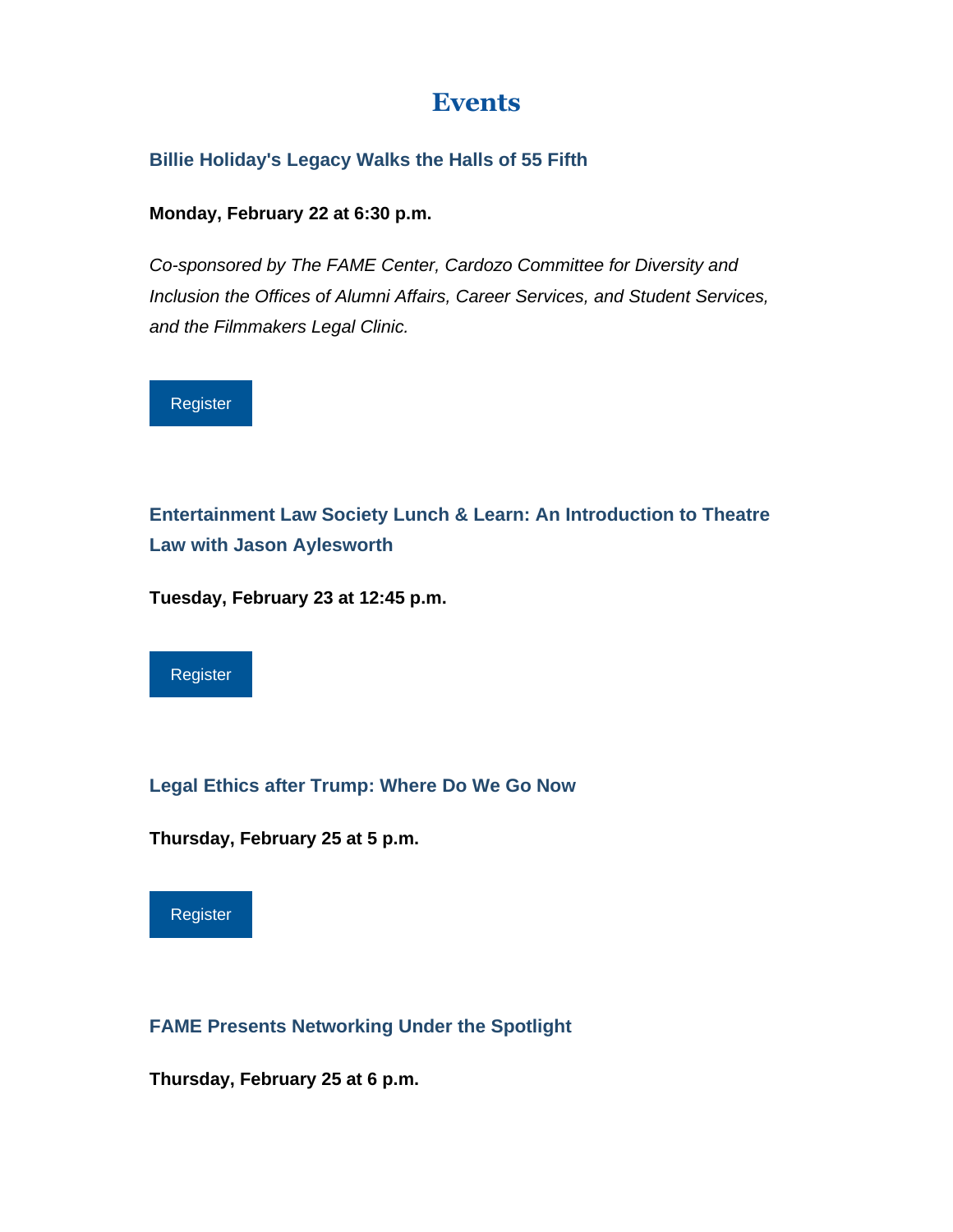# Events

### Billie Holiday's Legacy Walks the Halls of 55 Fifth

**Monday, February 22 at 6:30 p.m.**

*Co-sponsored by The FAME Center, Cardozo Committee for Diversity and Inclusion the Offices of Alumni Affairs, Career Services, and Student Services, and the Filmmakers Legal Clinic.*

Register

### Entertainment Law Society Lunch & Learn: An Introduction to Theatre Law with Jason Aylesworth

**Tuesday, February 23 at 12:45 p.m.**

Register

### Legal Ethics after Trump: Where Do We Go Now

**Thursday, February 25 at 5 p.m.**

Register

### FAME Presents Networking Under the Spotlight

**Thursday, February 25 at 6 p.m.**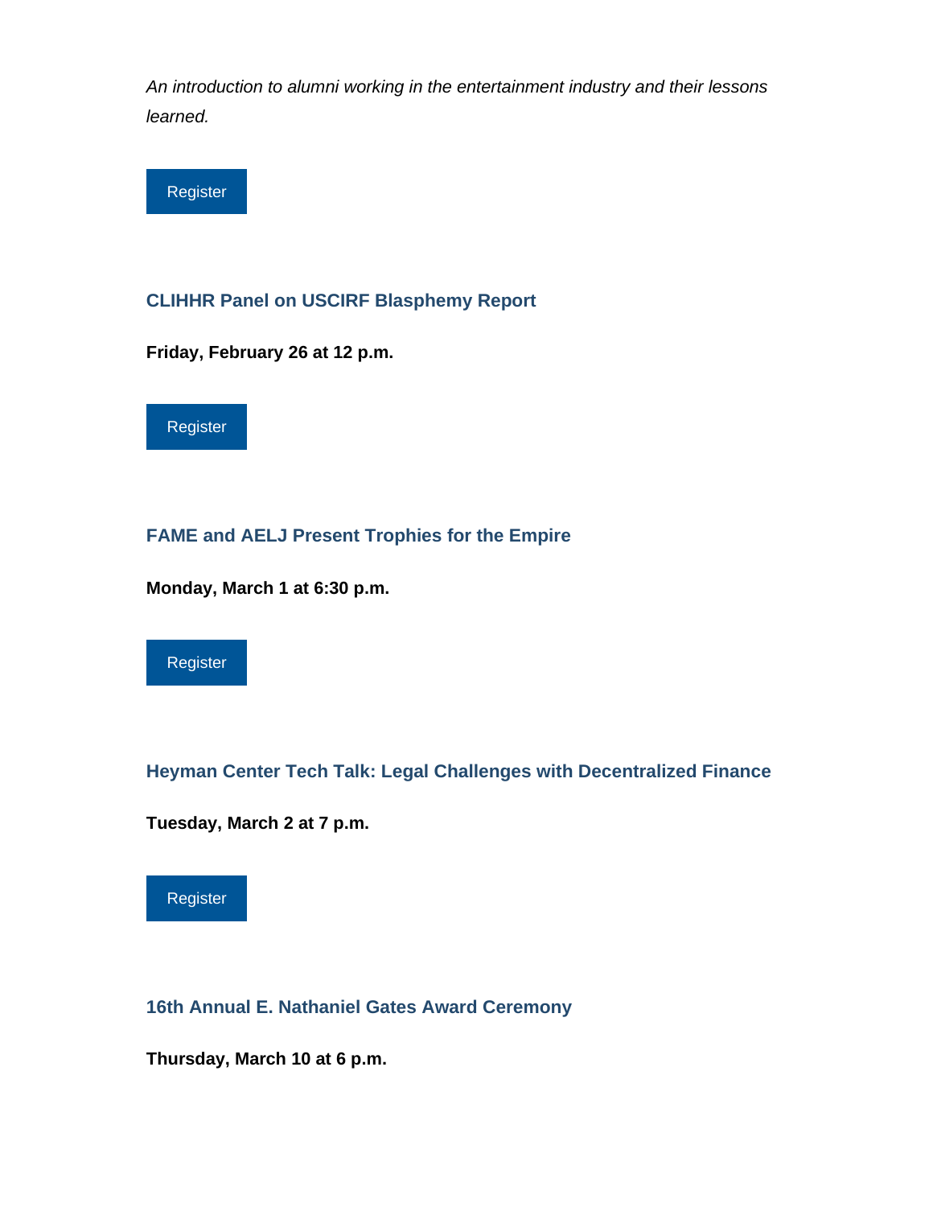*An introduction to alumni working in the entertainment industry and their lessons learned.*

Register

### CLIHHR Panel on USCIRF Blasphemy Report

**Friday, February 26 at 12 p.m.**

Register

### FAME and AELJ Present Trophies for the Empire

**Monday, March 1 at 6:30 p.m.**

Register

### Heyman Center Tech Talk: Legal Challenges with Decentralized Finance

**Tuesday, March 2 at 7 p.m.**

Register

### 16th Annual E. Nathaniel Gates Award Ceremony

**Thursday, March 10 at 6 p.m.**